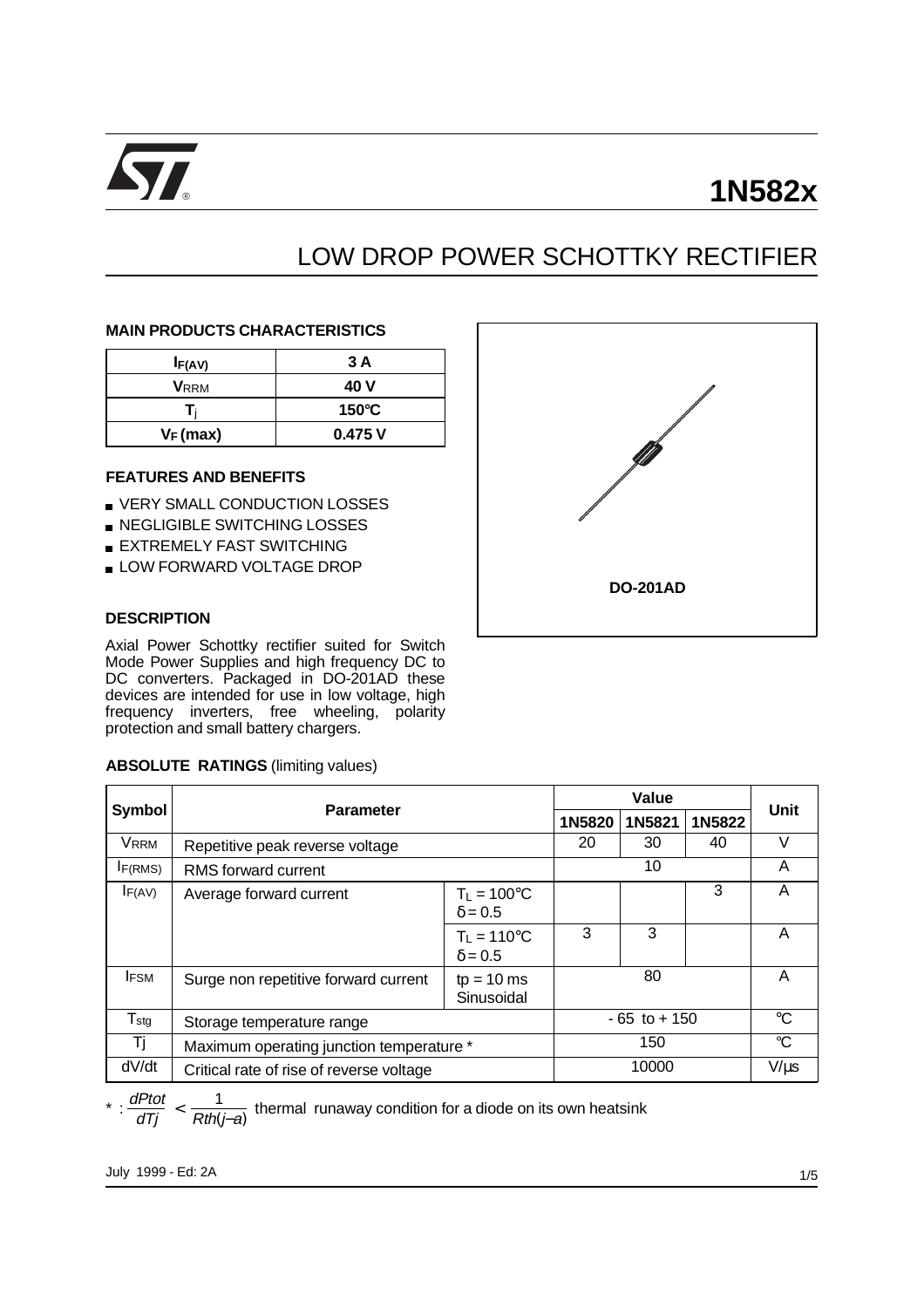# 1N582x

## LOW DROP POWER SCHOTTKY RECTIFIER

### MAIN PRODUCTS CHARACTERISTICS

| | |
|---|---|
| $I_{F(AV)}$ | 3 A |
| $V_{RRM}$ | 40 V |
| $T_j$ | 150°C |
| $V_F$ (max) | 0.475 V |

### FEATURES AND BENEFITS

- VERY SMALL CONDUCTION LOSSES
- NEGLIGIBLE SWITCHING LOSSES
- EXTREMELY FAST SWITCHING
- LOW FORWARD VOLTAGE DROP

DO-201AD

### DESCRIPTION

Axial Power Schottky rectifier suited for Switch Mode Power Supplies and high frequency DC to DC converters. Packaged in DO-201AD these devices are intended for use in low voltage, high frequency inverters, free wheeling, polarity protection and small battery chargers.

### ABSOLUTE RATINGS (limiting values)

| Symbol | Parameter | | Value | | | Unit |
|---|---|---|---|---|---|---|
| | | | 1N5820 | 1N5821 | 1N5822 | |
| $V_{RRM}$ | Repetitive peak reverse voltage | | 20 | 30 | 40 | V |
| $I_{F(RMS)}$ | RMS forward current | | 10 | | | A |
| $I_{F(AV)}$ | Average forward current | $T_L$ = 100°C $\delta$ = 0.5 | | | 3 | A |
| | | $T_L$ = 110°C $\delta$ = 0.5 | 3 | 3 | | A |
| $I_{FSM}$ | Surge non repetitive forward current | tp = 10 ms Sinusoidal | 80 | | | A |
| $T_{stg}$ | Storage temperature range | | - 65 to + 150 | | | °C |
| Tj | Maximum operating junction temperature * | | 150 | | | °C |
| dV/dt | Critical rate of rise of reverse voltage | | 10000 | | | V/µs |

* : $\frac{dPtot}{dTj} < \frac{1}{Rth(j-a)}$ thermal runaway condition for a diode on its own heatsink

July 1999 - Ed: 2A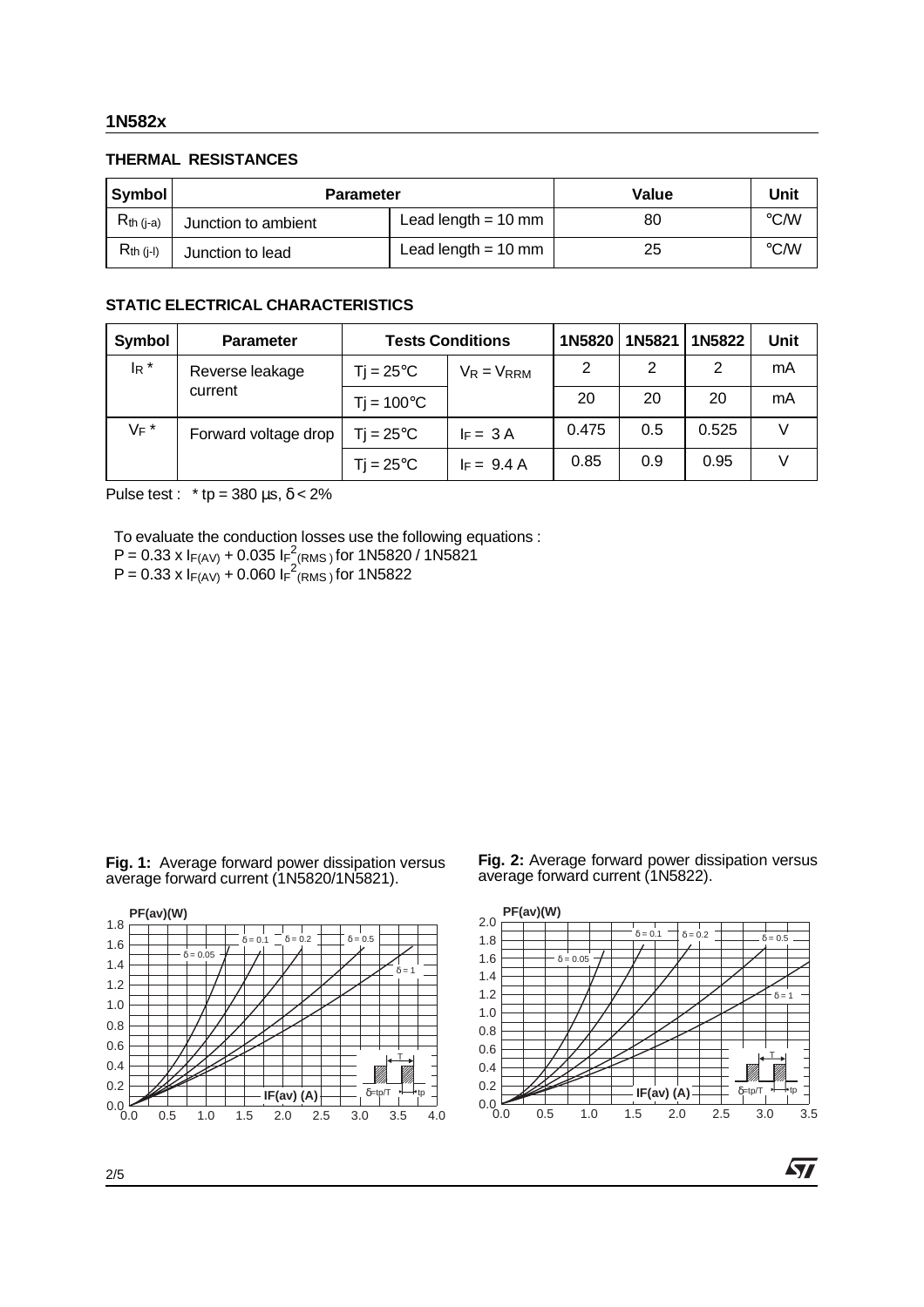## THERMAL RESISTANCES

| Symbol | Parameter | | Value | Unit |
|---|---|---|---|---|
| $R_{th\ (j-a)}$ | Junction to ambient | Lead length = 10 mm | 80 | °C/W |
| $R_{th\ (j-l)}$ | Junction to lead | Lead length = 10 mm | 25 | °C/W |

## STATIC ELECTRICAL CHARACTERISTICS

| Symbol | Parameter | Tests Conditions | | 1N5820 | 1N5821 | 1N5822 | Unit |
|---|---|---|---|---|---|---|---|
| $I_R$ * | Reverse leakage current | Tj = 25°C | $V_R = V_{RRM}$ | 2 | 2 | 2 | mA |
| | | Tj = 100°C | | 20 | 20 | 20 | mA |
| $V_F$ * | Forward voltage drop | Tj = 25°C | $I_F$ = 3 A | 0.475 | 0.5 | 0.525 | V |
| | | Tj = 25°C | $I_F$ = 9.4 A | 0.85 | 0.9 | 0.95 | V |

Pulse test : * tp = 380 µs, δ < 2%

To evaluate the conduction losses use the following equations :

$P = 0.33 \times I_{F(AV)} + 0.035\ I_{F}^{2}{}_{(RMS)}$ for 1N5820 / 1N5821

$P = 0.33 \times I_{F(AV)} + 0.060\ I_{F}^{2}{}_{(RMS)}$ for 1N5822

**Fig. 1:** Average forward power dissipation versus average forward current (1N5820/1N5821).

**Fig. 2:** Average forward power dissipation versus average forward current (1N5822).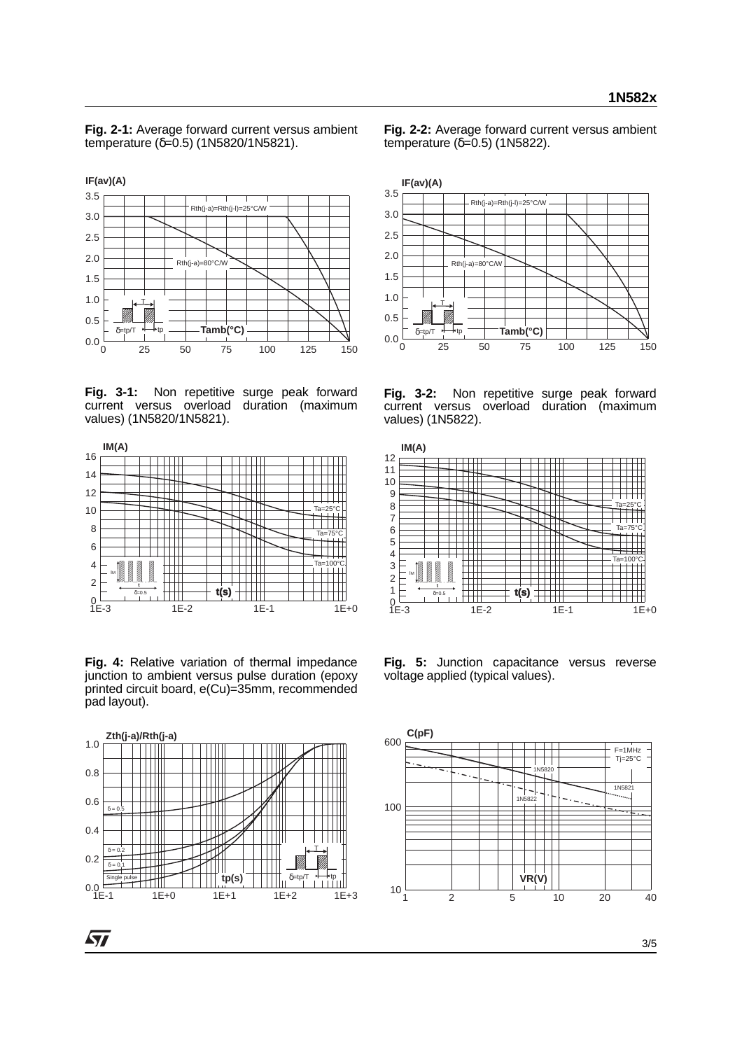**Fig. 2-1:** Average forward current versus ambient temperature (δ=0.5) (1N5820/1N5821).

**Fig. 2-2:** Average forward current versus ambient temperature (δ=0.5) (1N5822).

**Fig. 3-1:** Non repetitive surge peak forward current versus overload duration (maximum values) (1N5820/1N5821).

**Fig. 3-2:** Non repetitive surge peak forward current versus overload duration (maximum values) (1N5822).

**Fig. 4:** Relative variation of thermal impedance junction to ambient versus pulse duration (epoxy printed circuit board, e(Cu)=35mm, recommended pad layout).

**Fig. 5:** Junction capacitance versus reverse voltage applied (typical values).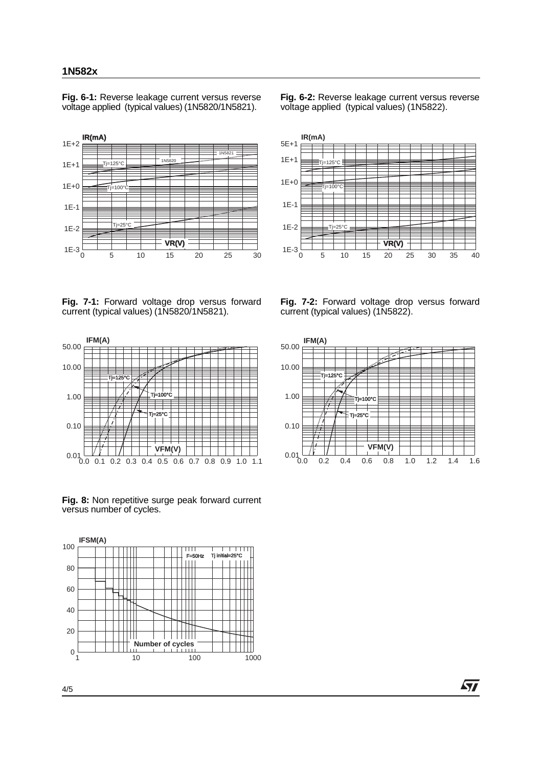**Fig. 6-1:** Reverse leakage current versus reverse voltage applied (typical values) (1N5820/1N5821).

**Fig. 6-2:** Reverse leakage current versus reverse voltage applied (typical values) (1N5822).

**Fig. 7-1:** Forward voltage drop versus forward current (typical values) (1N5820/1N5821).

**Fig. 7-2:** Forward voltage drop versus forward current (typical values) (1N5822).

**Fig. 8:** Non repetitive surge peak forward current versus number of cycles.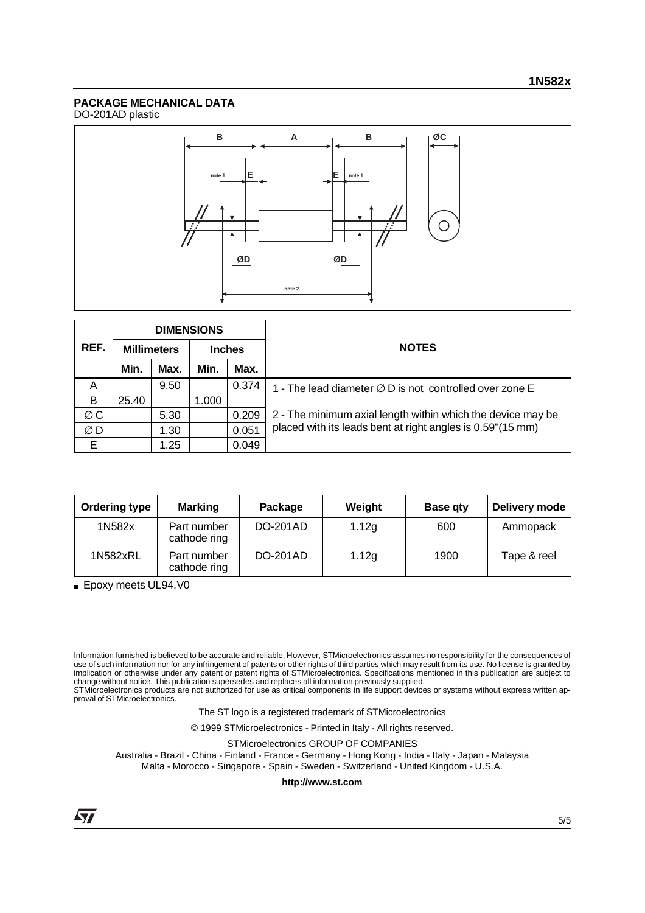## PACKAGE MECHANICAL DATA

DO-201AD plastic

B
A
B
ØC
note 1
E
E
note 1
ØD
ØD
note 2

| REF. | DIMENSIONS | | | | NOTES |
|---|---|---|---|---|---|
| | Millimeters | | Inches | | |
| | Min. | Max. | Min. | Max. | |
| A | | 9.50 | | 0.374 | 1 - The lead diameter ∅ D is not controlled over zone E |
| B | 25.40 | | 1.000 | | |
| ∅ C | | 5.30 | | 0.209 | 2 - The minimum axial length within which the device may be placed with its leads bent at right angles is 0.59"(15 mm) |
| ∅ D | | 1.30 | | 0.051 | |
| E | | 1.25 | | 0.049 | |

| Ordering type | Marking | Package | Weight | Base qty | Delivery mode |
|---|---|---|---|---|---|
| 1N582x | Part number cathode ring | DO-201AD | 1.12g | 600 | Ammopack |
| 1N582xRL | Part number cathode ring | DO-201AD | 1.12g | 1900 | Tape & reel |

- Epoxy meets UL94,V0

Information furnished is believed to be accurate and reliable. However, STMicroelectronics assumes no responsibility for the consequences of use of such information nor for any infringement of patents or other rights of third parties which may result from its use. No license is granted by implication or otherwise under any patent or patent rights of STMicroelectronics. Specifications mentioned in this publication are subject to change without notice. This publication supersedes and replaces all information previously supplied.
STMicroelectronics products are not authorized for use as critical components in life support devices or systems without express written approval of STMicroelectronics.

The ST logo is a registered trademark of STMicroelectronics

© 1999 STMicroelectronics - Printed in Italy - All rights reserved.

STMicroelectronics GROUP OF COMPANIES

Australia - Brazil - China - Finland - France - Germany - Hong Kong - India - Italy - Japan - Malaysia
Malta - Morocco - Singapore - Spain - Sweden - Switzerland - United Kingdom - U.S.A.

**http://www.st.com**